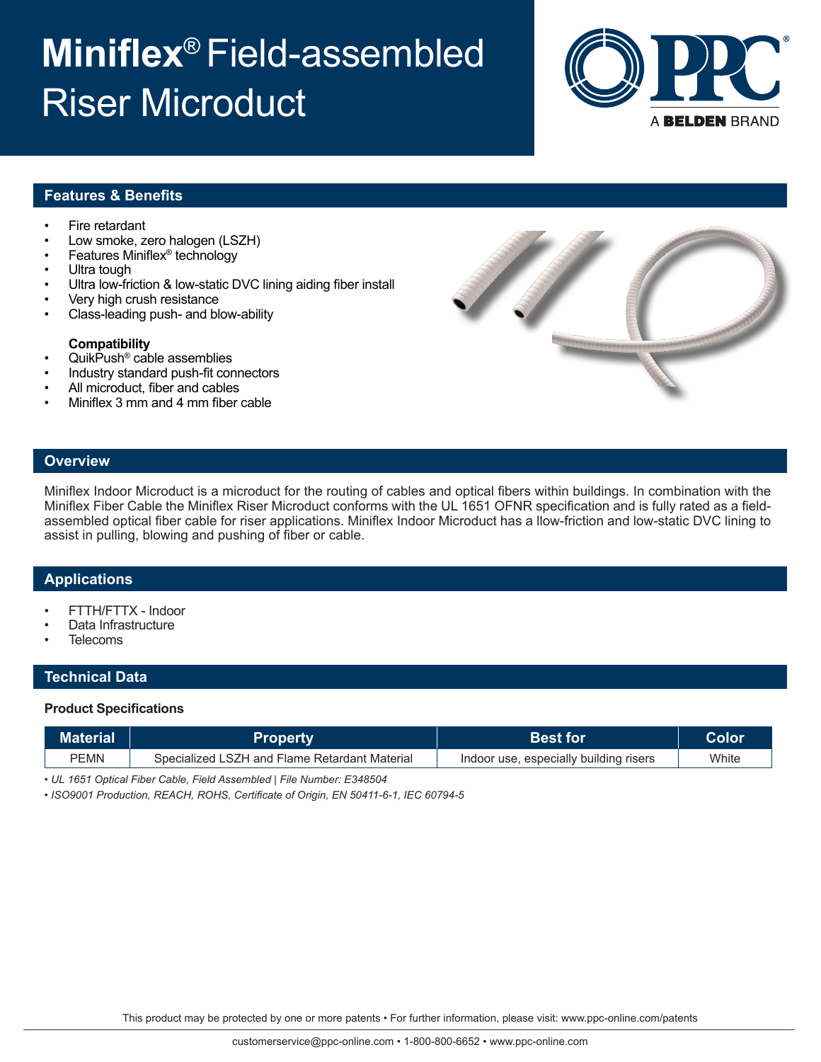# **Miniflex**® Field-assembled Riser Microduct

A BELDEN BRAND

## Features & Benefits

- Fire retardant
- Low smoke, zero halogen (LSZH)
- Features Miniflex® technology
- Ultra tough
- Ultra low-friction & low-static DVC lining aiding fiber install
- Very high crush resistance
- Class-leading push- and blow-ability

**Compatibility**

- QuikPush® cable assemblies
- Industry standard push-fit connectors
- All microduct, fiber and cables
- Miniflex 3 mm and 4 mm fiber cable

## Overview

Miniflex Indoor Microduct is a microduct for the routing of cables and optical fibers within buildings. In combination with the Miniflex Fiber Cable the Miniflex Riser Microduct conforms with the UL 1651 OFNR specification and is fully rated as a field-assembled optical fiber cable for riser applications. Miniflex Indoor Microduct has a llow-friction and low-static DVC lining to assist in pulling, blowing and pushing of fiber or cable.

## Applications

- FTTH/FTTX - Indoor
- Data Infrastructure
- Telecoms

## Technical Data

**Product Specifications**

| Material | Property | Best for | Color |
|---|---|---|---|
| PEMN | Specialized LSZH and Flame Retardant Material | Indoor use, especially building risers | White |

*• UL 1651 Optical Fiber Cable, Field Assembled | File Number: E348504*

*• ISO9001 Production, REACH, ROHS, Certificate of Origin, EN 50411-6-1, IEC 60794-5*

This product may be protected by one or more patents • For further information, please visit: www.ppc-online.com/patents

customerservice@ppc-online.com • 1-800-800-6652 • www.ppc-online.com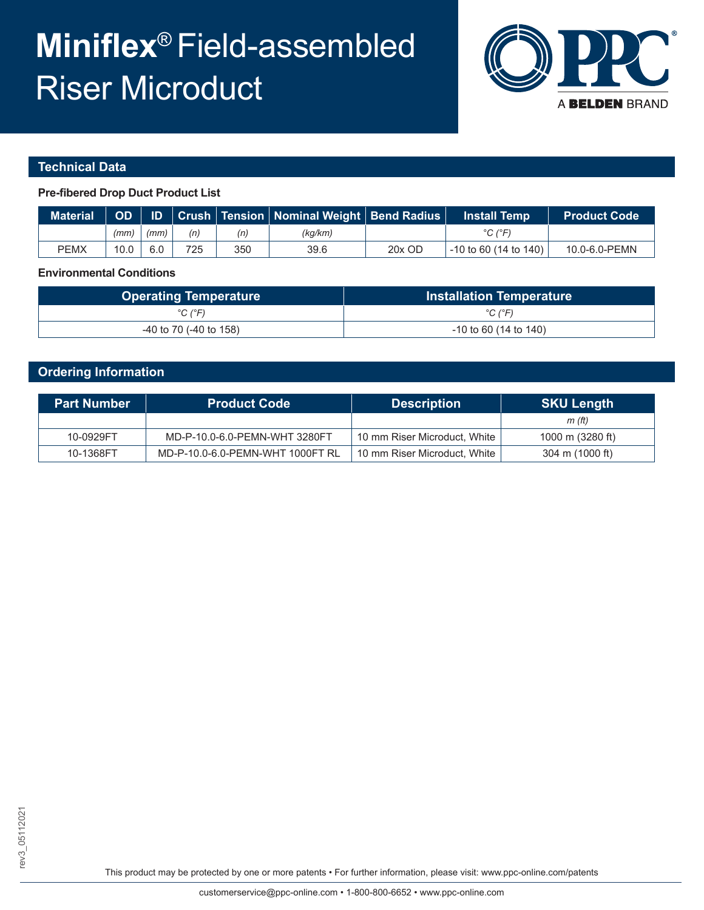# **Miniflex®** Field-assembled Riser Microduct

PPC®
A BELDEN BRAND

## Technical Data

### Pre-fibered Drop Duct Product List

| Material | OD | ID | Crush | Tension | Nominal Weight | Bend Radius | Install Temp | Product Code |
|---|---|---|---|---|---|---|---|---|
| | *(mm)* | *(mm)* | *(n)* | *(n)* | *(kg/km)* | | *°C (°F)* | |
| PEMX | 10.0 | 6.0 | 725 | 350 | 39.6 | 20x OD | -10 to 60 (14 to 140) | 10.0-6.0-PEMN |

### Environmental Conditions

| Operating Temperature | Installation Temperature |
|---|---|
| *°C (°F)* | *°C (°F)* |
| -40 to 70 (-40 to 158) | -10 to 60 (14 to 140) |

## Ordering Information

| Part Number | Product Code | Description | SKU Length |
|---|---|---|---|
| | | | *m (ft)* |
| 10-0929FT | MD-P-10.0-6.0-PEMN-WHT 3280FT | 10 mm Riser Microduct, White | 1000 m (3280 ft) |
| 10-1368FT | MD-P-10.0-6.0-PEMN-WHT 1000FT RL | 10 mm Riser Microduct, White | 304 m (1000 ft) |

rev3_05112021

This product may be protected by one or more patents • For further information, please visit: www.ppc-online.com/patents

customerservice@ppc-online.com • 1-800-800-6652 • www.ppc-online.com